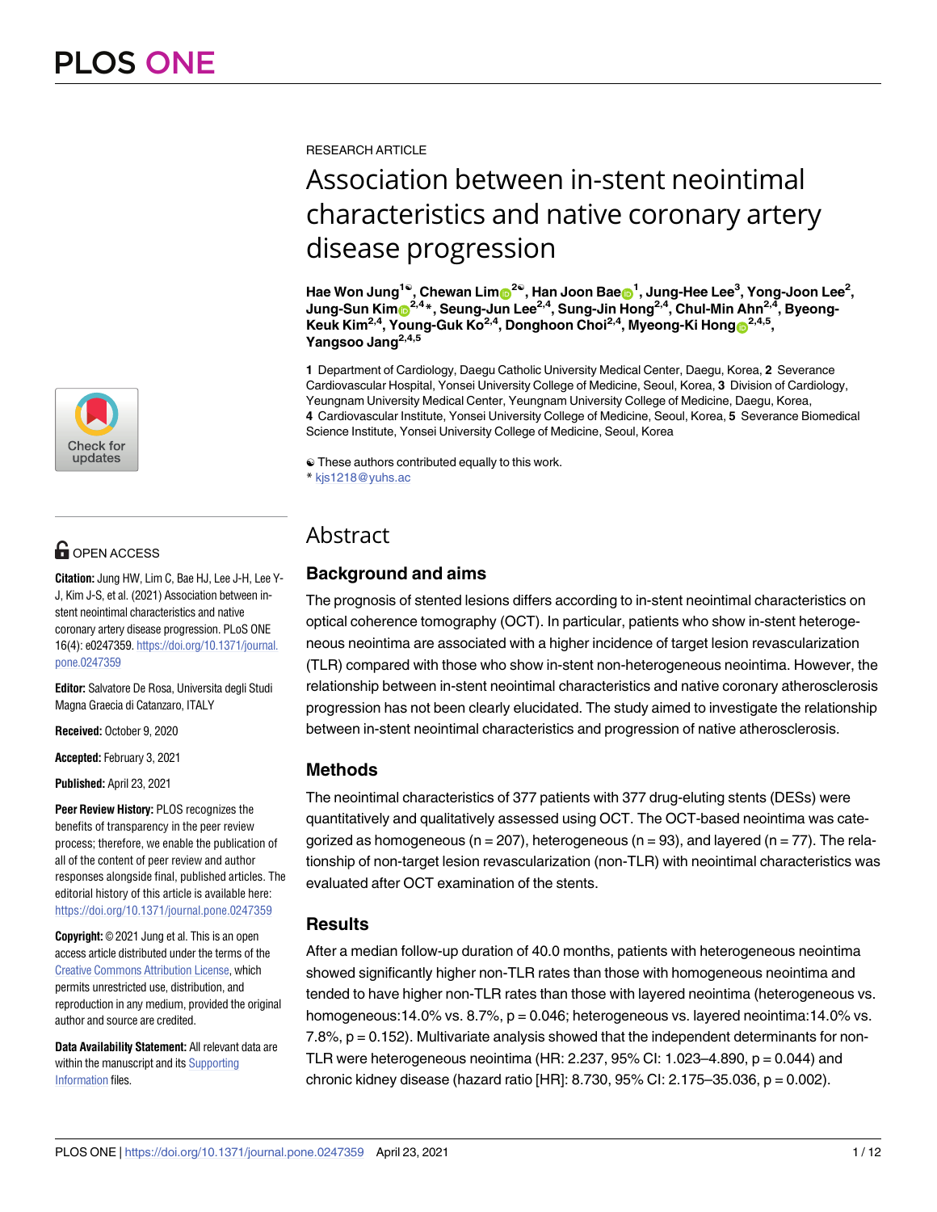RESEARCH ARTICLE

# Association between in-stent neointimal characteristics and native coronary artery disease progression

**Hae Won Jung[1☯], Chewan Lim[2☯], Han Joon Bae[1], Jung-Hee Lee[3], Yong-Joon Lee[2], Jung-Sun Kim[2,4]*, Seung-Jun Lee[2,4], Sung-Jin Hong[2,4], Chul-Min Ahn[2,4], Byeong-Keuk Kim[2,4], Young-Guk Ko[2,4], Donghoon Choi[2,4], Myeong-Ki Hong[2,4,5], Yangsoo Jang[2,4,5]**

**1** Department of Cardiology, Daegu Catholic University Medical Center, Daegu, Korea, **2** Severance Cardiovascular Hospital, Yonsei University College of Medicine, Seoul, Korea, **3** Division of Cardiology, Yeungnam University Medical Center, Yeungnam University College of Medicine, Daegu, Korea, **4** Cardiovascular Institute, Yonsei University College of Medicine, Seoul, Korea, **5** Severance Biomedical Science Institute, Yonsei University College of Medicine, Seoul, Korea

☯ These authors contributed equally to this work.
* kjs1218@yuhs.ac

OPEN ACCESS

**Citation:** Jung HW, Lim C, Bae HJ, Lee J-H, Lee Y-J, Kim J-S, et al. (2021) Association between in-stent neointimal characteristics and native coronary artery disease progression. PLoS ONE 16(4): e0247359. https://doi.org/10.1371/journal.pone.0247359

**Editor:** Salvatore De Rosa, Universita degli Studi Magna Graecia di Catanzaro, ITALY

**Received:** October 9, 2020

**Accepted:** February 3, 2021

**Published:** April 23, 2021

**Peer Review History:** PLOS recognizes the benefits of transparency in the peer review process; therefore, we enable the publication of all of the content of peer review and author responses alongside final, published articles. The editorial history of this article is available here: https://doi.org/10.1371/journal.pone.0247359

**Copyright:** © 2021 Jung et al. This is an open access article distributed under the terms of the Creative Commons Attribution License, which permits unrestricted use, distribution, and reproduction in any medium, provided the original author and source are credited.

**Data Availability Statement:** All relevant data are within the manuscript and its Supporting Information files.

## Abstract

### Background and aims

The prognosis of stented lesions differs according to in-stent neointimal characteristics on optical coherence tomography (OCT). In particular, patients who show in-stent heterogeneous neointima are associated with a higher incidence of target lesion revascularization (TLR) compared with those who show in-stent non-heterogeneous neointima. However, the relationship between in-stent neointimal characteristics and native coronary atherosclerosis progression has not been clearly elucidated. The study aimed to investigate the relationship between in-stent neointimal characteristics and progression of native atherosclerosis.

### Methods

The neointimal characteristics of 377 patients with 377 drug-eluting stents (DESs) were quantitatively and qualitatively assessed using OCT. The OCT-based neointima was categorized as homogeneous (n = 207), heterogeneous (n = 93), and layered (n = 77). The relationship of non-target lesion revascularization (non-TLR) with neointimal characteristics was evaluated after OCT examination of the stents.

### Results

After a median follow-up duration of 40.0 months, patients with heterogeneous neointima showed significantly higher non-TLR rates than those with homogeneous neointima and tended to have higher non-TLR rates than those with layered neointima (heterogeneous vs. homogeneous:14.0% vs. 8.7%, p = 0.046; heterogeneous vs. layered neointima:14.0% vs. 7.8%, p = 0.152). Multivariate analysis showed that the independent determinants for non-TLR were heterogeneous neointima (HR: 2.237, 95% CI: 1.023–4.890, p = 0.044) and chronic kidney disease (hazard ratio [HR]: 8.730, 95% CI: 2.175–35.036, p = 0.002).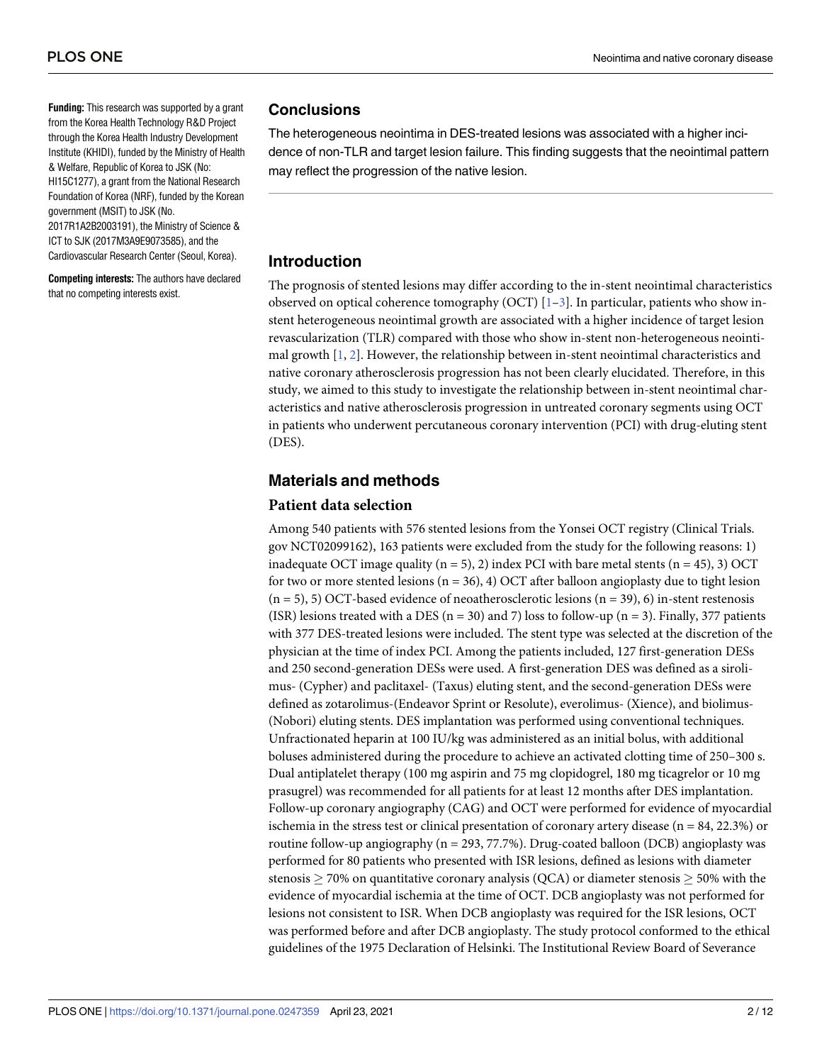**Funding:** This research was supported by a grant from the Korea Health Technology R&D Project through the Korea Health Industry Development Institute (KHIDI), funded by the Ministry of Health & Welfare, Republic of Korea to JSK (No: HI15C1277), a grant from the National Research Foundation of Korea (NRF), funded by the Korean government (MSIT) to JSK (No. 2017R1A2B2003191), the Ministry of Science & ICT to SJK (2017M3A9E9073585), and the Cardiovascular Research Center (Seoul, Korea).

**Competing interests:** The authors have declared that no competing interests exist.

## Conclusions

The heterogeneous neointima in DES-treated lesions was associated with a higher incidence of non-TLR and target lesion failure. This finding suggests that the neointimal pattern may reflect the progression of the native lesion.

## Introduction

The prognosis of stented lesions may differ according to the in-stent neointimal characteristics observed on optical coherence tomography (OCT) [1–3]. In particular, patients who show in-stent heterogeneous neointimal growth are associated with a higher incidence of target lesion revascularization (TLR) compared with those who show in-stent non-heterogeneous neointimal growth [1, 2]. However, the relationship between in-stent neointimal characteristics and native coronary atherosclerosis progression has not been clearly elucidated. Therefore, in this study, we aimed to this study to investigate the relationship between in-stent neointimal characteristics and native atherosclerosis progression in untreated coronary segments using OCT in patients who underwent percutaneous coronary intervention (PCI) with drug-eluting stent (DES).

## Materials and methods

### Patient data selection

Among 540 patients with 576 stented lesions from the Yonsei OCT registry (Clinical Trials.gov NCT02099162), 163 patients were excluded from the study for the following reasons: 1) inadequate OCT image quality (n = 5), 2) index PCI with bare metal stents (n = 45), 3) OCT for two or more stented lesions (n = 36), 4) OCT after balloon angioplasty due to tight lesion (n = 5), 5) OCT-based evidence of neoatherosclerotic lesions (n = 39), 6) in-stent restenosis (ISR) lesions treated with a DES (n = 30) and 7) loss to follow-up (n = 3). Finally, 377 patients with 377 DES-treated lesions were included. The stent type was selected at the discretion of the physician at the time of index PCI. Among the patients included, 127 first-generation DESs and 250 second-generation DESs were used. A first-generation DES was defined as a sirolimus- (Cypher) and paclitaxel- (Taxus) eluting stent, and the second-generation DESs were defined as zotarolimus-(Endeavor Sprint or Resolute), everolimus- (Xience), and biolimus-(Nobori) eluting stents. DES implantation was performed using conventional techniques. Unfractionated heparin at 100 IU/kg was administered as an initial bolus, with additional boluses administered during the procedure to achieve an activated clotting time of 250–300 s. Dual antiplatelet therapy (100 mg aspirin and 75 mg clopidogrel, 180 mg ticagrelor or 10 mg prasugrel) was recommended for all patients for at least 12 months after DES implantation. Follow-up coronary angiography (CAG) and OCT were performed for evidence of myocardial ischemia in the stress test or clinical presentation of coronary artery disease (n = 84, 22.3%) or routine follow-up angiography (n = 293, 77.7%). Drug-coated balloon (DCB) angioplasty was performed for 80 patients who presented with ISR lesions, defined as lesions with diameter stenosis $\geq$ 70% on quantitative coronary analysis (QCA) or diameter stenosis $\geq$ 50% with the evidence of myocardial ischemia at the time of OCT. DCB angioplasty was not performed for lesions not consistent to ISR. When DCB angioplasty was required for the ISR lesions, OCT was performed before and after DCB angioplasty. The study protocol conformed to the ethical guidelines of the 1975 Declaration of Helsinki. The Institutional Review Board of Severance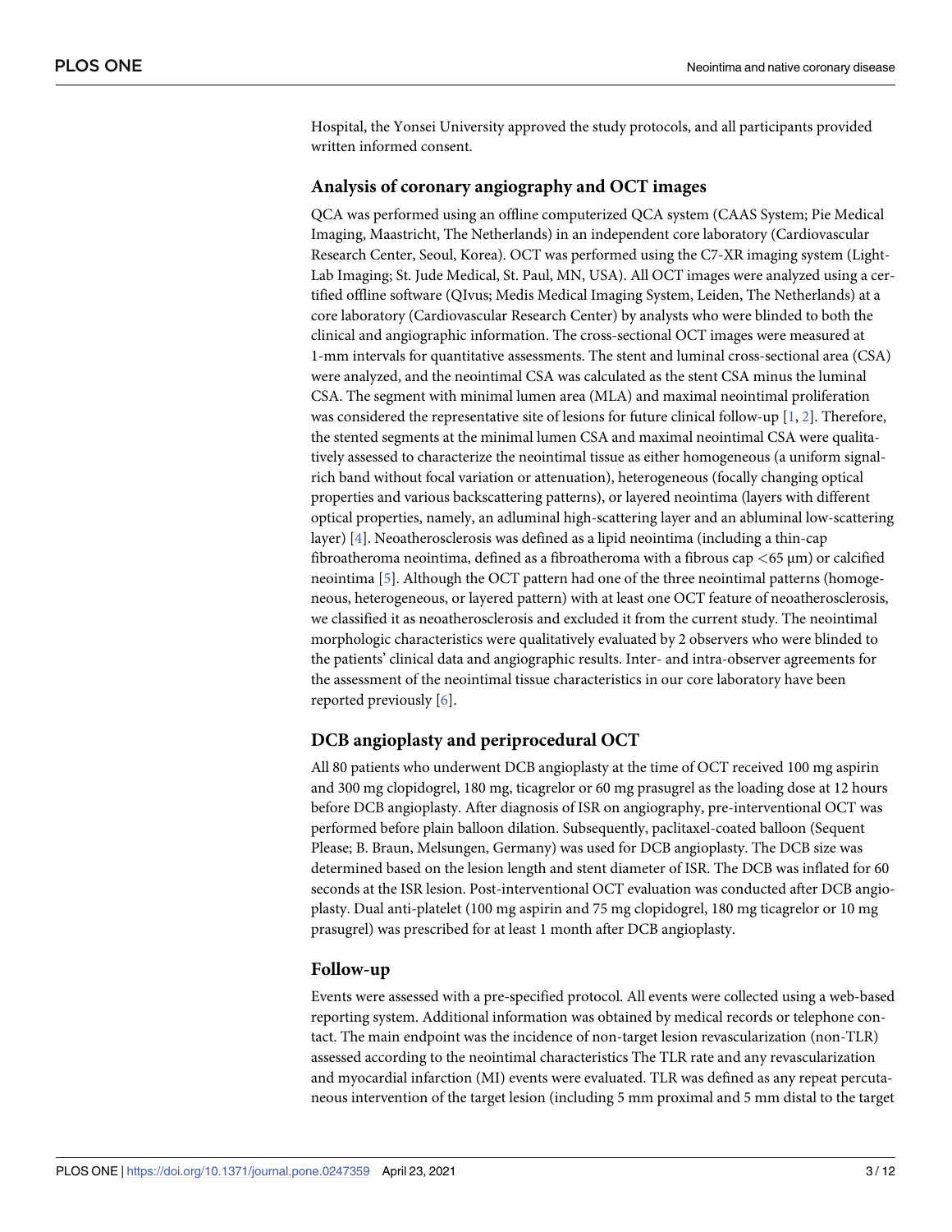Hospital, the Yonsei University approved the study protocols, and all participants provided written informed consent.

## Analysis of coronary angiography and OCT images

QCA was performed using an offline computerized QCA system (CAAS System; Pie Medical Imaging, Maastricht, The Netherlands) in an independent core laboratory (Cardiovascular Research Center, Seoul, Korea). OCT was performed using the C7-XR imaging system (Light-Lab Imaging; St. Jude Medical, St. Paul, MN, USA). All OCT images were analyzed using a certified offline software (QIvus; Medis Medical Imaging System, Leiden, The Netherlands) at a core laboratory (Cardiovascular Research Center) by analysts who were blinded to both the clinical and angiographic information. The cross-sectional OCT images were measured at 1-mm intervals for quantitative assessments. The stent and luminal cross-sectional area (CSA) were analyzed, and the neointimal CSA was calculated as the stent CSA minus the luminal CSA. The segment with minimal lumen area (MLA) and maximal neointimal proliferation was considered the representative site of lesions for future clinical follow-up [1, 2]. Therefore, the stented segments at the minimal lumen CSA and maximal neointimal CSA were qualitatively assessed to characterize the neointimal tissue as either homogeneous (a uniform signal-rich band without focal variation or attenuation), heterogeneous (focally changing optical properties and various backscattering patterns), or layered neointima (layers with different optical properties, namely, an adluminal high-scattering layer and an abluminal low-scattering layer) [4]. Neoatherosclerosis was defined as a lipid neointima (including a thin-cap fibroatheroma neointima, defined as a fibroatheroma with a fibrous cap <65 μm) or calcified neointima [5]. Although the OCT pattern had one of the three neointimal patterns (homogeneous, heterogeneous, or layered pattern) with at least one OCT feature of neoatherosclerosis, we classified it as neoatherosclerosis and excluded it from the current study. The neointimal morphologic characteristics were qualitatively evaluated by 2 observers who were blinded to the patients' clinical data and angiographic results. Inter- and intra-observer agreements for the assessment of the neointimal tissue characteristics in our core laboratory have been reported previously [6].

## DCB angioplasty and periprocedural OCT

All 80 patients who underwent DCB angioplasty at the time of OCT received 100 mg aspirin and 300 mg clopidogrel, 180 mg, ticagrelor or 60 mg prasugrel as the loading dose at 12 hours before DCB angioplasty. After diagnosis of ISR on angiography, pre-interventional OCT was performed before plain balloon dilation. Subsequently, paclitaxel-coated balloon (Sequent Please; B. Braun, Melsungen, Germany) was used for DCB angioplasty. The DCB size was determined based on the lesion length and stent diameter of ISR. The DCB was inflated for 60 seconds at the ISR lesion. Post-interventional OCT evaluation was conducted after DCB angioplasty. Dual anti-platelet (100 mg aspirin and 75 mg clopidogrel, 180 mg ticagrelor or 10 mg prasugrel) was prescribed for at least 1 month after DCB angioplasty.

## Follow-up

Events were assessed with a pre-specified protocol. All events were collected using a web-based reporting system. Additional information was obtained by medical records or telephone contact. The main endpoint was the incidence of non-target lesion revascularization (non-TLR) assessed according to the neointimal characteristics The TLR rate and any revascularization and myocardial infarction (MI) events were evaluated. TLR was defined as any repeat percutaneous intervention of the target lesion (including 5 mm proximal and 5 mm distal to the target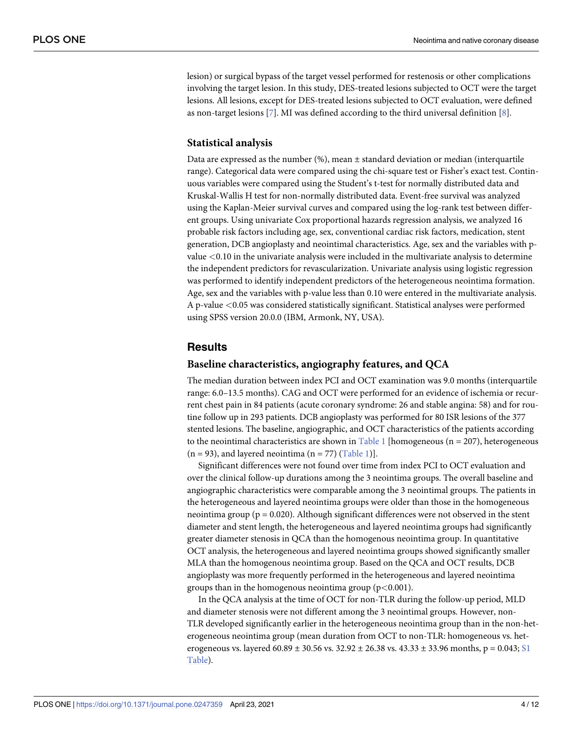lesion) or surgical bypass of the target vessel performed for restenosis or other complications involving the target lesion. In this study, DES-treated lesions subjected to OCT were the target lesions. All lesions, except for DES-treated lesions subjected to OCT evaluation, were defined as non-target lesions [7]. MI was defined according to the third universal definition [8].

### Statistical analysis

Data are expressed as the number (%), mean ± standard deviation or median (interquartile range). Categorical data were compared using the chi-square test or Fisher's exact test. Continuous variables were compared using the Student's t-test for normally distributed data and Kruskal-Wallis H test for non-normally distributed data. Event-free survival was analyzed using the Kaplan-Meier survival curves and compared using the log-rank test between different groups. Using univariate Cox proportional hazards regression analysis, we analyzed 16 probable risk factors including age, sex, conventional cardiac risk factors, medication, stent generation, DCB angioplasty and neointimal characteristics. Age, sex and the variables with p-value $<0.10$ in the univariate analysis were included in the multivariate analysis to determine the independent predictors for revascularization. Univariate analysis using logistic regression was performed to identify independent predictors of the heterogeneous neointima formation. Age, sex and the variables with p-value less than 0.10 were entered in the multivariate analysis. A p-value $<0.05$ was considered statistically significant. Statistical analyses were performed using SPSS version 20.0.0 (IBM, Armonk, NY, USA).

## Results

### Baseline characteristics, angiography features, and QCA

The median duration between index PCI and OCT examination was 9.0 months (interquartile range: 6.0–13.5 months). CAG and OCT were performed for an evidence of ischemia or recurrent chest pain in 84 patients (acute coronary syndrome: 26 and stable angina: 58) and for routine follow up in 293 patients. DCB angioplasty was performed for 80 ISR lesions of the 377 stented lesions. The baseline, angiographic, and OCT characteristics of the patients according to the neointimal characteristics are shown in Table 1 [homogeneous (n = 207), heterogeneous (n = 93), and layered neointima (n = 77) (Table 1)].

Significant differences were not found over time from index PCI to OCT evaluation and over the clinical follow-up durations among the 3 neointima groups. The overall baseline and angiographic characteristics were comparable among the 3 neointimal groups. The patients in the heterogeneous and layered neointima groups were older than those in the homogeneous neointima group ($p = 0.020$). Although significant differences were not observed in the stent diameter and stent length, the heterogeneous and layered neointima groups had significantly greater diameter stenosis in QCA than the homogenous neointima group. In quantitative OCT analysis, the heterogeneous and layered neointima groups showed significantly smaller MLA than the homogenous neointima group. Based on the QCA and OCT results, DCB angioplasty was more frequently performed in the heterogeneous and layered neointima groups than in the homogenous neointima group ($p<0.001$).

In the QCA analysis at the time of OCT for non-TLR during the follow-up period, MLD and diameter stenosis were not different among the 3 neointimal groups. However, non-TLR developed significantly earlier in the heterogeneous neointima group than in the non-heterogeneous neointima group (mean duration from OCT to non-TLR: homogeneous vs. heterogeneous vs. layered 60.89 ± 30.56 vs. 32.92 ± 26.38 vs. 43.33 ± 33.96 months, $p = 0.043$; S1 Table).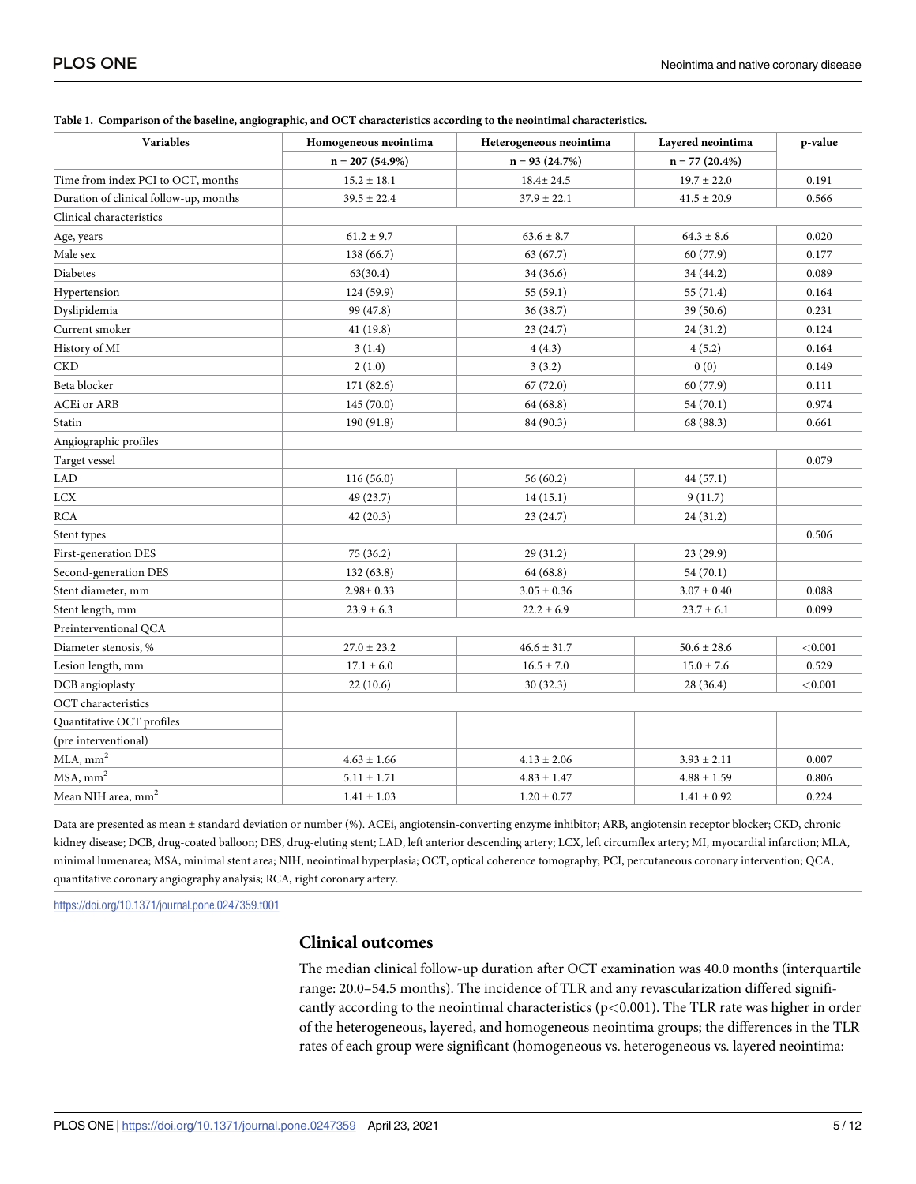**Table 1. Comparison of the baseline, angiographic, and OCT characteristics according to the neointimal characteristics.**

| Variables | Homogeneous neointima | Heterogeneous neointima | Layered neointima | p-value |
|---|---|---|---|---|
| | n = 207 (54.9%) | n = 93 (24.7%) | n = 77 (20.4%) | |
| Time from index PCI to OCT, months | 15.2 ± 18.1 | 18.4± 24.5 | 19.7 ± 22.0 | 0.191 |
| Duration of clinical follow-up, months | 39.5 ± 22.4 | 37.9 ± 22.1 | 41.5 ± 20.9 | 0.566 |
| Clinical characteristics | | | | |
| Age, years | 61.2 ± 9.7 | 63.6 ± 8.7 | 64.3 ± 8.6 | 0.020 |
| Male sex | 138 (66.7) | 63 (67.7) | 60 (77.9) | 0.177 |
| Diabetes | 63(30.4) | 34 (36.6) | 34 (44.2) | 0.089 |
| Hypertension | 124 (59.9) | 55 (59.1) | 55 (71.4) | 0.164 |
| Dyslipidemia | 99 (47.8) | 36 (38.7) | 39 (50.6) | 0.231 |
| Current smoker | 41 (19.8) | 23 (24.7) | 24 (31.2) | 0.124 |
| History of MI | 3 (1.4) | 4 (4.3) | 4 (5.2) | 0.164 |
| CKD | 2 (1.0) | 3 (3.2) | 0 (0) | 0.149 |
| Beta blocker | 171 (82.6) | 67 (72.0) | 60 (77.9) | 0.111 |
| ACEi or ARB | 145 (70.0) | 64 (68.8) | 54 (70.1) | 0.974 |
| Statin | 190 (91.8) | 84 (90.3) | 68 (88.3) | 0.661 |
| Angiographic profiles | | | | |
| Target vessel | | | | 0.079 |
| LAD | 116 (56.0) | 56 (60.2) | 44 (57.1) | |
| LCX | 49 (23.7) | 14 (15.1) | 9 (11.7) | |
| RCA | 42 (20.3) | 23 (24.7) | 24 (31.2) | |
| Stent types | | | | 0.506 |
| First-generation DES | 75 (36.2) | 29 (31.2) | 23 (29.9) | |
| Second-generation DES | 132 (63.8) | 64 (68.8) | 54 (70.1) | |
| Stent diameter, mm | 2.98± 0.33 | 3.05 ± 0.36 | 3.07 ± 0.40 | 0.088 |
| Stent length, mm | 23.9 ± 6.3 | 22.2 ± 6.9 | 23.7 ± 6.1 | 0.099 |
| Preinterventional QCA | | | | |
| Diameter stenosis, % | 27.0 ± 23.2 | 46.6 ± 31.7 | 50.6 ± 28.6 | <0.001 |
| Lesion length, mm | 17.1 ± 6.0 | 16.5 ± 7.0 | 15.0 ± 7.6 | 0.529 |
| DCB angioplasty | 22 (10.6) | 30 (32.3) | 28 (36.4) | <0.001 |
| OCT characteristics | | | | |
| Quantitative OCT profiles (pre interventional) | | | | |
| MLA, $mm^2$ | 4.63 ± 1.66 | 4.13 ± 2.06 | 3.93 ± 2.11 | 0.007 |
| MSA, $mm^2$ | 5.11 ± 1.71 | 4.83 ± 1.47 | 4.88 ± 1.59 | 0.806 |
| Mean NIH area, $mm^2$ | 1.41 ± 1.03 | 1.20 ± 0.77 | 1.41 ± 0.92 | 0.224 |

Data are presented as mean ± standard deviation or number (%). ACEi, angiotensin-converting enzyme inhibitor; ARB, angiotensin receptor blocker; CKD, chronic kidney disease; DCB, drug-coated balloon; DES, drug-eluting stent; LAD, left anterior descending artery; LCX, left circumflex artery; MI, myocardial infarction; MLA, minimal lumenarea; MSA, minimal stent area; NIH, neointimal hyperplasia; OCT, optical coherence tomography; PCI, percutaneous coronary intervention; QCA, quantitative coronary angiography analysis; RCA, right coronary artery.

https://doi.org/10.1371/journal.pone.0247359.t001

## Clinical outcomes

The median clinical follow-up duration after OCT examination was 40.0 months (interquartile range: 20.0–54.5 months). The incidence of TLR and any revascularization differed significantly according to the neointimal characteristics ($p<0.001$). The TLR rate was higher in order of the heterogeneous, layered, and homogeneous neointima groups; the differences in the TLR rates of each group were significant (homogeneous vs. heterogeneous vs. layered neointima: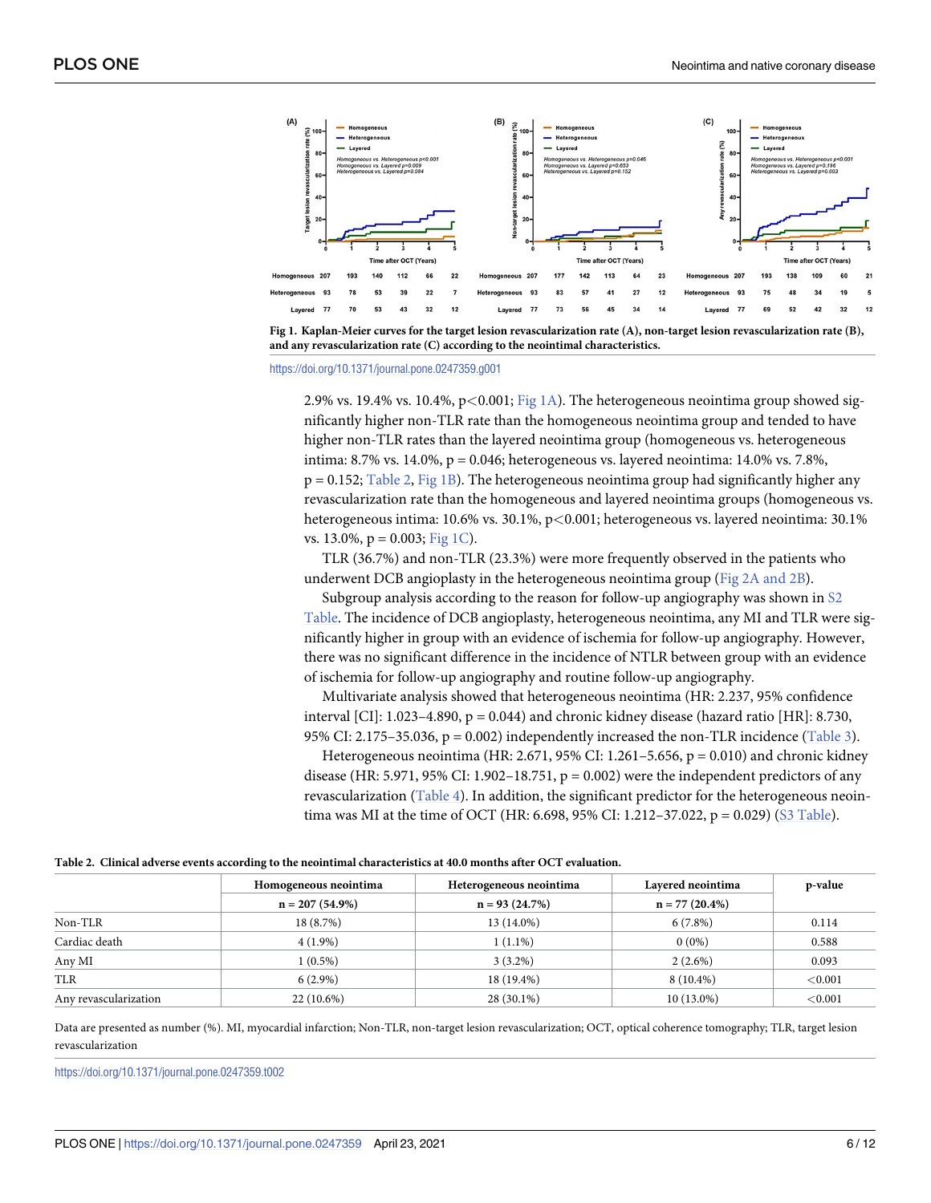Fig 1. Kaplan-Meier curves for the target lesion revascularization rate (A), non-target lesion revascularization rate (B), and any revascularization rate (C) according to the neointimal characteristics.

https://doi.org/10.1371/journal.pone.0247359.g001

2.9% vs. 19.4% vs. 10.4%, p<0.001; Fig 1A). The heterogeneous neointima group showed significantly higher non-TLR rate than the homogeneous neointima group and tended to have higher non-TLR rates than the layered neointima group (homogeneous vs. heterogeneous intima: 8.7% vs. 14.0%, p = 0.046; heterogeneous vs. layered neointima: 14.0% vs. 7.8%, p = 0.152; Table 2, Fig 1B). The heterogeneous neointima group had significantly higher any revascularization rate than the homogeneous and layered neointima groups (homogeneous vs. heterogeneous intima: 10.6% vs. 30.1%, p<0.001; heterogeneous vs. layered neointima: 30.1% vs. 13.0%, p = 0.003; Fig 1C).

TLR (36.7%) and non-TLR (23.3%) were more frequently observed in the patients who underwent DCB angioplasty in the heterogeneous neointima group (Fig 2A and 2B).

Subgroup analysis according to the reason for follow-up angiography was shown in S2 Table. The incidence of DCB angioplasty, heterogeneous neointima, any MI and TLR were significantly higher in group with an evidence of ischemia for follow-up angiography. However, there was no significant difference in the incidence of NTLR between group with an evidence of ischemia for follow-up angiography and routine follow-up angiography.

Multivariate analysis showed that heterogeneous neointima (HR: 2.237, 95% confidence interval [CI]: 1.023–4.890, p = 0.044) and chronic kidney disease (hazard ratio [HR]: 8.730, 95% CI: 2.175–35.036, p = 0.002) independently increased the non-TLR incidence (Table 3).

Heterogeneous neointima (HR: 2.671, 95% CI: 1.261–5.656, p = 0.010) and chronic kidney disease (HR: 5.971, 95% CI: 1.902–18.751, p = 0.002) were the independent predictors of any revascularization (Table 4). In addition, the significant predictor for the heterogeneous neointima was MI at the time of OCT (HR: 6.698, 95% CI: 1.212–37.022, p = 0.029) (S3 Table).

**Table 2. Clinical adverse events according to the neointimal characteristics at 40.0 months after OCT evaluation.**

| | Homogeneous neointima | Heterogeneous neointima | Layered neointima | p-value |
|---|---|---|---|---|
| | n = 207 (54.9%) | n = 93 (24.7%) | n = 77 (20.4%) | |
| Non-TLR | 18 (8.7%) | 13 (14.0%) | 6 (7.8%) | 0.114 |
| Cardiac death | 4 (1.9%) | 1 (1.1%) | 0 (0%) | 0.588 |
| Any MI | 1 (0.5%) | 3 (3.2%) | 2 (2.6%) | 0.093 |
| TLR | 6 (2.9%) | 18 (19.4%) | 8 (10.4%) | <0.001 |
| Any revascularization | 22 (10.6%) | 28 (30.1%) | 10 (13.0%) | <0.001 |

Data are presented as number (%). MI, myocardial infarction; Non-TLR, non-target lesion revascularization; OCT, optical coherence tomography; TLR, target lesion revascularization

https://doi.org/10.1371/journal.pone.0247359.t002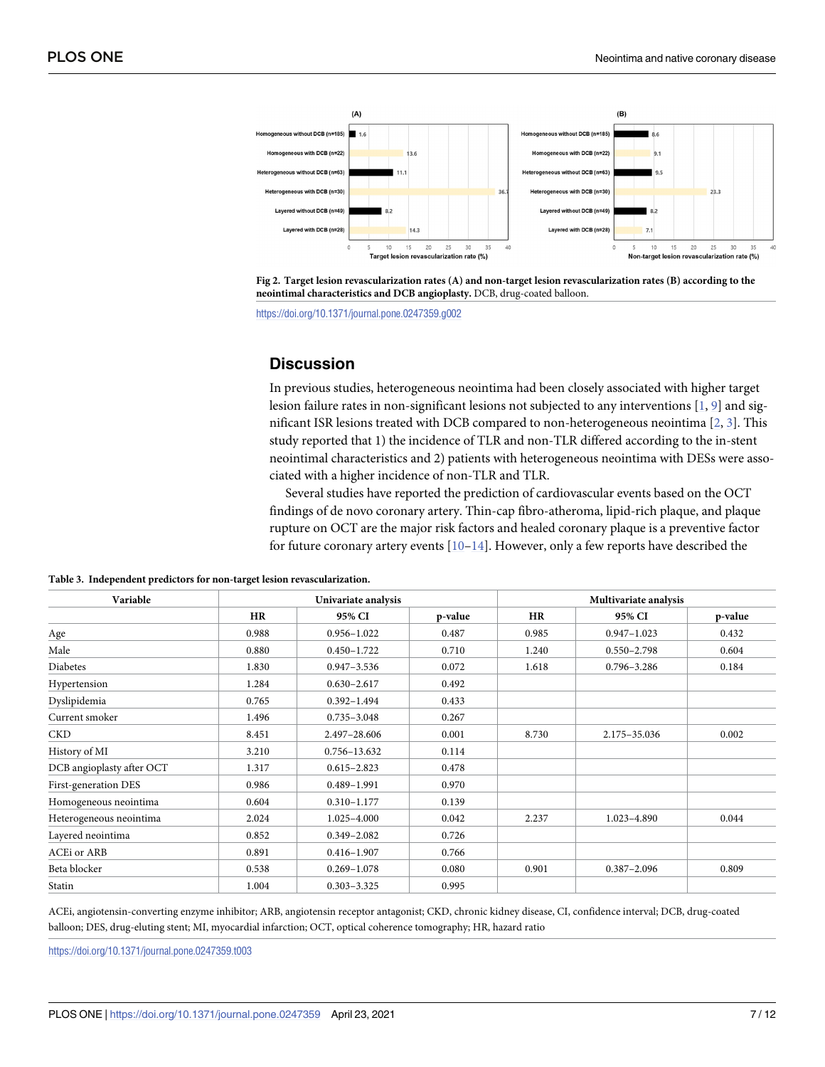Fig 2. Target lesion revascularization rates (A) and non-target lesion revascularization rates (B) according to the neointimal characteristics and DCB angioplasty. DCB, drug-coated balloon.

https://doi.org/10.1371/journal.pone.0247359.g002

## Discussion

In previous studies, heterogeneous neointima had been closely associated with higher target lesion failure rates in non-significant lesions not subjected to any interventions [1, 9] and significant ISR lesions treated with DCB compared to non-heterogeneous neointima [2, 3]. This study reported that 1) the incidence of TLR and non-TLR differed according to the in-stent neointimal characteristics and 2) patients with heterogeneous neointima with DESs were associated with a higher incidence of non-TLR and TLR.

Several studies have reported the prediction of cardiovascular events based on the OCT findings of de novo coronary artery. Thin-cap fibro-atheroma, lipid-rich plaque, and plaque rupture on OCT are the major risk factors and healed coronary plaque is a preventive factor for future coronary artery events [10–14]. However, only a few reports have described the

**Table 3. Independent predictors for non-target lesion revascularization.**

| Variable | Univariate analysis | | | Multivariate analysis | | |
|---|---|---|---|---|---|---|
| | HR | 95% CI | p-value | HR | 95% CI | p-value |
| Age | 0.988 | 0.956–1.022 | 0.487 | 0.985 | 0.947–1.023 | 0.432 |
| Male | 0.880 | 0.450–1.722 | 0.710 | 1.240 | 0.550–2.798 | 0.604 |
| Diabetes | 1.830 | 0.947–3.536 | 0.072 | 1.618 | 0.796–3.286 | 0.184 |
| Hypertension | 1.284 | 0.630–2.617 | 0.492 | | | |
| Dyslipidemia | 0.765 | 0.392–1.494 | 0.433 | | | |
| Current smoker | 1.496 | 0.735–3.048 | 0.267 | | | |
| CKD | 8.451 | 2.497–28.606 | 0.001 | 8.730 | 2.175–35.036 | 0.002 |
| History of MI | 3.210 | 0.756–13.632 | 0.114 | | | |
| DCB angioplasty after OCT | 1.317 | 0.615–2.823 | 0.478 | | | |
| First-generation DES | 0.986 | 0.489–1.991 | 0.970 | | | |
| Homogeneous neointima | 0.604 | 0.310–1.177 | 0.139 | | | |
| Heterogeneous neointima | 2.024 | 1.025–4.000 | 0.042 | 2.237 | 1.023–4.890 | 0.044 |
| Layered neointima | 0.852 | 0.349–2.082 | 0.726 | | | |
| ACEi or ARB | 0.891 | 0.416–1.907 | 0.766 | | | |
| Beta blocker | 0.538 | 0.269–1.078 | 0.080 | 0.901 | 0.387–2.096 | 0.809 |
| Statin | 1.004 | 0.303–3.325 | 0.995 | | | |

ACEi, angiotensin-converting enzyme inhibitor; ARB, angiotensin receptor antagonist; CKD, chronic kidney disease, CI, confidence interval; DCB, drug-coated balloon; DES, drug-eluting stent; MI, myocardial infarction; OCT, optical coherence tomography; HR, hazard ratio

https://doi.org/10.1371/journal.pone.0247359.t003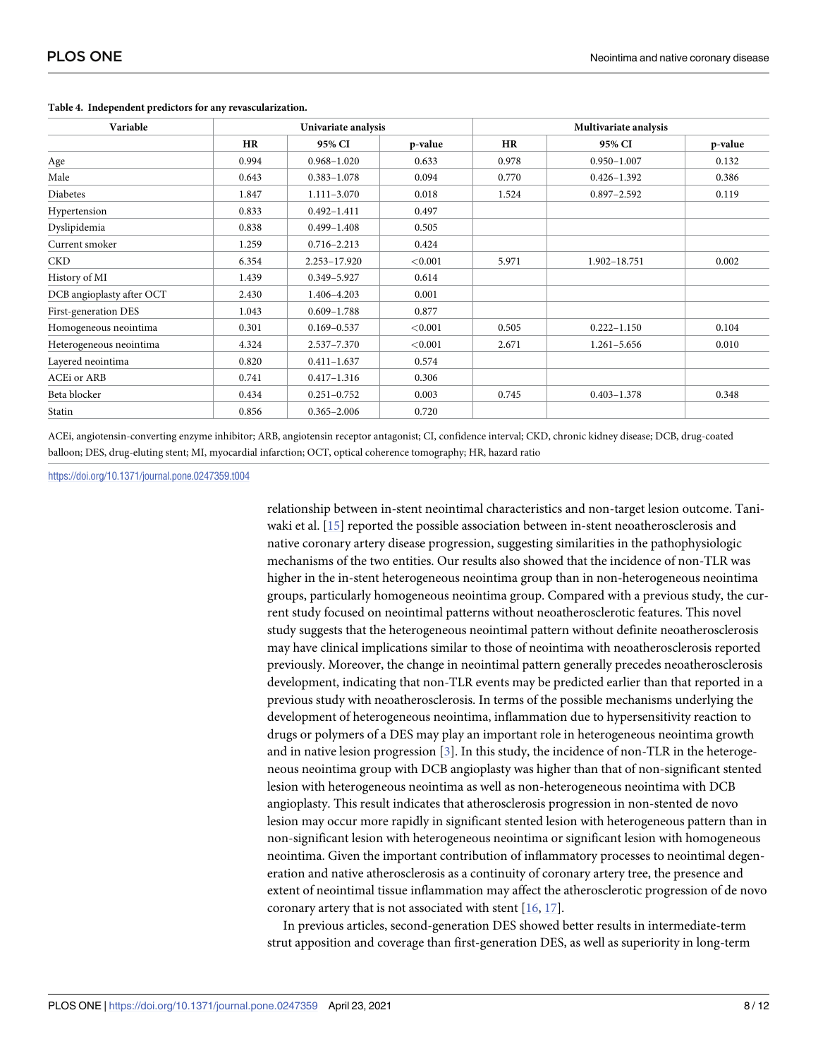**Table 4. Independent predictors for any revascularization.**

| Variable | Univariate analysis | | | Multivariate analysis | | |
|---|---|---|---|---|---|---|
| | HR | 95% CI | p-value | HR | 95% CI | p-value |
| Age | 0.994 | 0.968–1.020 | 0.633 | 0.978 | 0.950–1.007 | 0.132 |
| Male | 0.643 | 0.383–1.078 | 0.094 | 0.770 | 0.426–1.392 | 0.386 |
| Diabetes | 1.847 | 1.111–3.070 | 0.018 | 1.524 | 0.897–2.592 | 0.119 |
| Hypertension | 0.833 | 0.492–1.411 | 0.497 | | | |
| Dyslipidemia | 0.838 | 0.499–1.408 | 0.505 | | | |
| Current smoker | 1.259 | 0.716–2.213 | 0.424 | | | |
| CKD | 6.354 | 2.253–17.920 | <0.001 | 5.971 | 1.902–18.751 | 0.002 |
| History of MI | 1.439 | 0.349–5.927 | 0.614 | | | |
| DCB angioplasty after OCT | 2.430 | 1.406–4.203 | 0.001 | | | |
| First-generation DES | 1.043 | 0.609–1.788 | 0.877 | | | |
| Homogeneous neointima | 0.301 | 0.169–0.537 | <0.001 | 0.505 | 0.222–1.150 | 0.104 |
| Heterogeneous neointima | 4.324 | 2.537–7.370 | <0.001 | 2.671 | 1.261–5.656 | 0.010 |
| Layered neointima | 0.820 | 0.411–1.637 | 0.574 | | | |
| ACEi or ARB | 0.741 | 0.417–1.316 | 0.306 | | | |
| Beta blocker | 0.434 | 0.251–0.752 | 0.003 | 0.745 | 0.403–1.378 | 0.348 |
| Statin | 0.856 | 0.365–2.006 | 0.720 | | | |

ACEi, angiotensin-converting enzyme inhibitor; ARB, angiotensin receptor antagonist; CI, confidence interval; CKD, chronic kidney disease; DCB, drug-coated balloon; DES, drug-eluting stent; MI, myocardial infarction; OCT, optical coherence tomography; HR, hazard ratio

https://doi.org/10.1371/journal.pone.0247359.t004

relationship between in-stent neointimal characteristics and non-target lesion outcome. Taniwaki et al. [15] reported the possible association between in-stent neoatherosclerosis and native coronary artery disease progression, suggesting similarities in the pathophysiologic mechanisms of the two entities. Our results also showed that the incidence of non-TLR was higher in the in-stent heterogeneous neointima group than in non-heterogeneous neointima groups, particularly homogeneous neointima group. Compared with a previous study, the current study focused on neointimal patterns without neoatherosclerotic features. This novel study suggests that the heterogeneous neointimal pattern without definite neoatherosclerosis may have clinical implications similar to those of neointima with neoatherosclerosis reported previously. Moreover, the change in neointimal pattern generally precedes neoatherosclerosis development, indicating that non-TLR events may be predicted earlier than that reported in a previous study with neoatherosclerosis. In terms of the possible mechanisms underlying the development of heterogeneous neointima, inflammation due to hypersensitivity reaction to drugs or polymers of a DES may play an important role in heterogeneous neointima growth and in native lesion progression [3]. In this study, the incidence of non-TLR in the heterogeneous neointima group with DCB angioplasty was higher than that of non-significant stented lesion with heterogeneous neointima as well as non-heterogeneous neointima with DCB angioplasty. This result indicates that atherosclerosis progression in non-stented de novo lesion may occur more rapidly in significant stented lesion with heterogeneous pattern than in non-significant lesion with heterogeneous neointima or significant lesion with homogeneous neointima. Given the important contribution of inflammatory processes to neointimal degeneration and native atherosclerosis as a continuity of coronary artery tree, the presence and extent of neointimal tissue inflammation may affect the atherosclerotic progression of de novo coronary artery that is not associated with stent [16, 17].

In previous articles, second-generation DES showed better results in intermediate-term strut apposition and coverage than first-generation DES, as well as superiority in long-term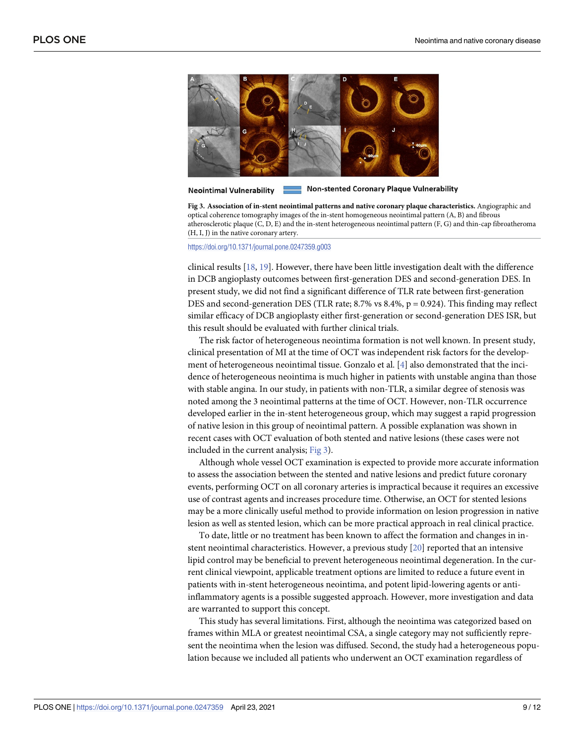Neointimal Vulnerability    Non-stented Coronary Plaque Vulnerability

**Fig 3. Association of in-stent neointimal patterns and native coronary plaque characteristics.** Angiographic and optical coherence tomography images of the in-stent homogeneous neointimal pattern (A, B) and fibrous atherosclerotic plaque (C, D, E) and the in-stent heterogeneous neointimal pattern (F, G) and thin-cap fibroatheroma (H, I, J) in the native coronary artery.

https://doi.org/10.1371/journal.pone.0247359.g003

clinical results [18, 19]. However, there have been little investigation dealt with the difference in DCB angioplasty outcomes between first-generation DES and second-generation DES. In present study, we did not find a significant difference of TLR rate between first-generation DES and second-generation DES (TLR rate; 8.7% vs 8.4%, $p = 0.924$). This finding may reflect similar efficacy of DCB angioplasty either first-generation or second-generation DES ISR, but this result should be evaluated with further clinical trials.

The risk factor of heterogeneous neointima formation is not well known. In present study, clinical presentation of MI at the time of OCT was independent risk factors for the development of heterogeneous neointimal tissue. Gonzalo et al. [4] also demonstrated that the incidence of heterogeneous neointima is much higher in patients with unstable angina than those with stable angina. In our study, in patients with non-TLR, a similar degree of stenosis was noted among the 3 neointimal patterns at the time of OCT. However, non-TLR occurrence developed earlier in the in-stent heterogeneous group, which may suggest a rapid progression of native lesion in this group of neointimal pattern. A possible explanation was shown in recent cases with OCT evaluation of both stented and native lesions (these cases were not included in the current analysis; Fig 3).

Although whole vessel OCT examination is expected to provide more accurate information to assess the association between the stented and native lesions and predict future coronary events, performing OCT on all coronary arteries is impractical because it requires an excessive use of contrast agents and increases procedure time. Otherwise, an OCT for stented lesions may be a more clinically useful method to provide information on lesion progression in native lesion as well as stented lesion, which can be more practical approach in real clinical practice.

To date, little or no treatment has been known to affect the formation and changes in in-stent neointimal characteristics. However, a previous study [20] reported that an intensive lipid control may be beneficial to prevent heterogeneous neointimal degeneration. In the current clinical viewpoint, applicable treatment options are limited to reduce a future event in patients with in-stent heterogeneous neointima, and potent lipid-lowering agents or anti-inflammatory agents is a possible suggested approach. However, more investigation and data are warranted to support this concept.

This study has several limitations. First, although the neointima was categorized based on frames within MLA or greatest neointimal CSA, a single category may not sufficiently represent the neointima when the lesion was diffused. Second, the study had a heterogeneous population because we included all patients who underwent an OCT examination regardless of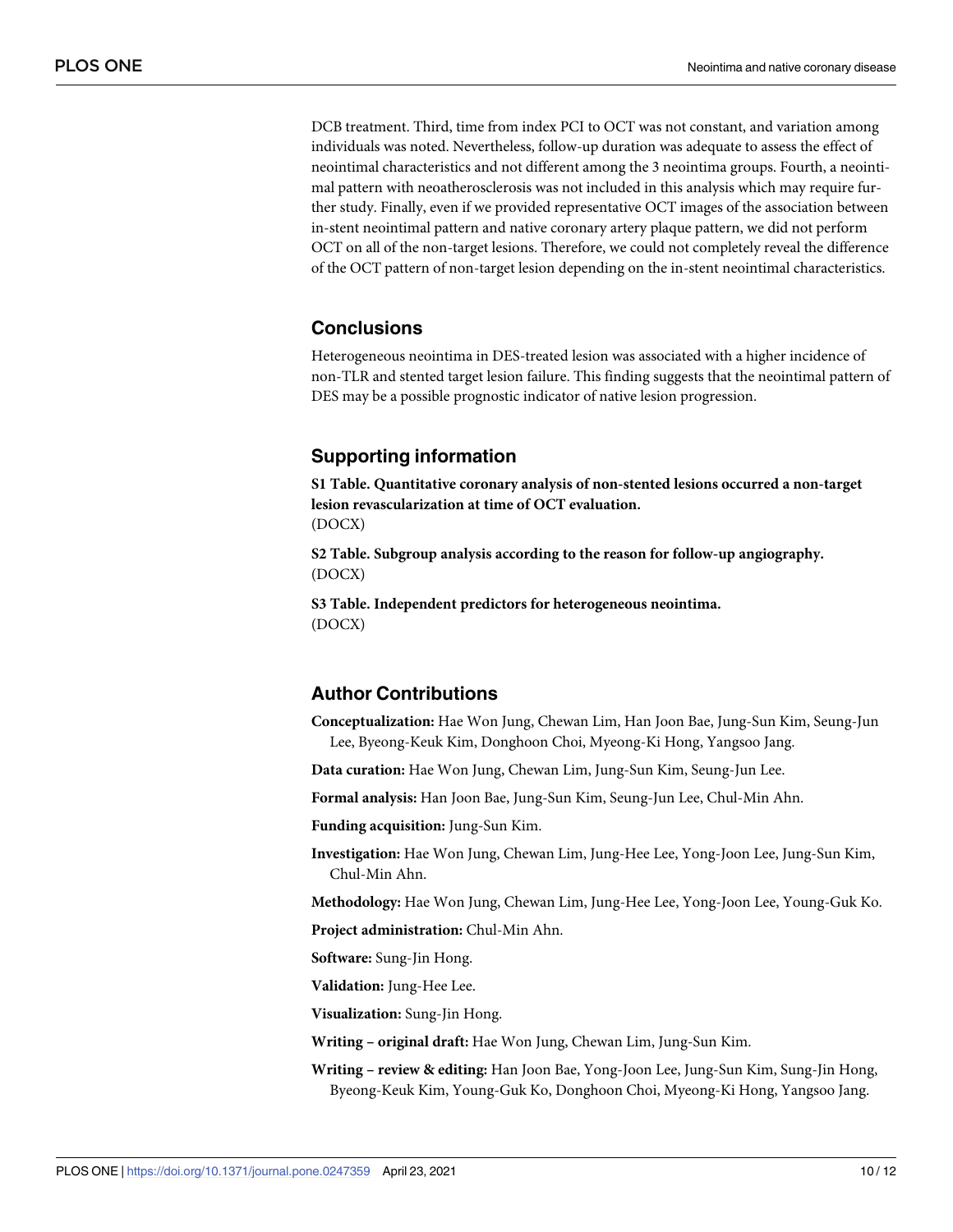DCB treatment. Third, time from index PCI to OCT was not constant, and variation among individuals was noted. Nevertheless, follow-up duration was adequate to assess the effect of neointimal characteristics and not different among the 3 neointima groups. Fourth, a neointimal pattern with neoatherosclerosis was not included in this analysis which may require further study. Finally, even if we provided representative OCT images of the association between in-stent neointimal pattern and native coronary artery plaque pattern, we did not perform OCT on all of the non-target lesions. Therefore, we could not completely reveal the difference of the OCT pattern of non-target lesion depending on the in-stent neointimal characteristics.

## Conclusions

Heterogeneous neointima in DES-treated lesion was associated with a higher incidence of non-TLR and stented target lesion failure. This finding suggests that the neointimal pattern of DES may be a possible prognostic indicator of native lesion progression.

## Supporting information

**S1 Table. Quantitative coronary analysis of non-stented lesions occurred a non-target lesion revascularization at time of OCT evaluation.**
(DOCX)

**S2 Table. Subgroup analysis according to the reason for follow-up angiography.**
(DOCX)

**S3 Table. Independent predictors for heterogeneous neointima.**
(DOCX)

## Author Contributions

**Conceptualization:** Hae Won Jung, Chewan Lim, Han Joon Bae, Jung-Sun Kim, Seung-Jun Lee, Byeong-Keuk Kim, Donghoon Choi, Myeong-Ki Hong, Yangsoo Jang.

**Data curation:** Hae Won Jung, Chewan Lim, Jung-Sun Kim, Seung-Jun Lee.

**Formal analysis:** Han Joon Bae, Jung-Sun Kim, Seung-Jun Lee, Chul-Min Ahn.

**Funding acquisition:** Jung-Sun Kim.

**Investigation:** Hae Won Jung, Chewan Lim, Jung-Hee Lee, Yong-Joon Lee, Jung-Sun Kim, Chul-Min Ahn.

**Methodology:** Hae Won Jung, Chewan Lim, Jung-Hee Lee, Yong-Joon Lee, Young-Guk Ko.

**Project administration:** Chul-Min Ahn.

**Software:** Sung-Jin Hong.

**Validation:** Jung-Hee Lee.

**Visualization:** Sung-Jin Hong.

**Writing – original draft:** Hae Won Jung, Chewan Lim, Jung-Sun Kim.

**Writing – review & editing:** Han Joon Bae, Yong-Joon Lee, Jung-Sun Kim, Sung-Jin Hong, Byeong-Keuk Kim, Young-Guk Ko, Donghoon Choi, Myeong-Ki Hong, Yangsoo Jang.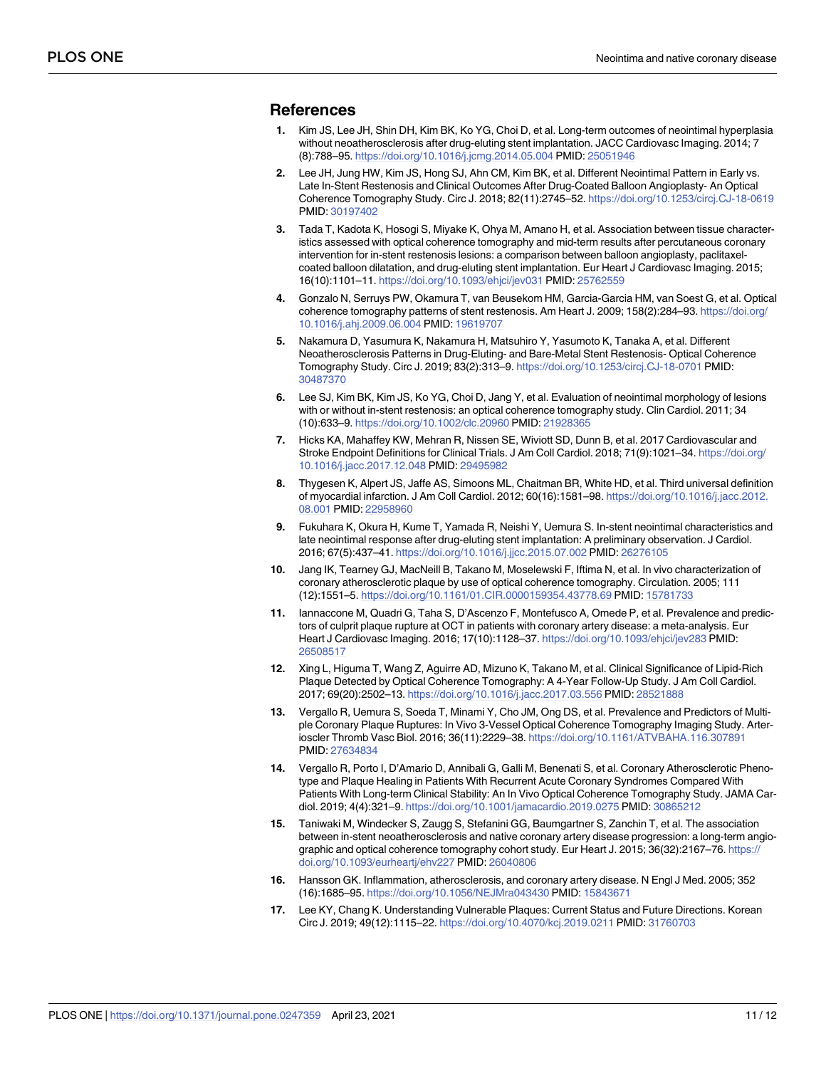## References

1. Kim JS, Lee JH, Shin DH, Kim BK, Ko YG, Choi D, et al. Long-term outcomes of neointimal hyperplasia without neoatherosclerosis after drug-eluting stent implantation. JACC Cardiovasc Imaging. 2014; 7 (8):788–95. https://doi.org/10.1016/j.jcmg.2014.05.004 PMID: 25051946
2. Lee JH, Jung HW, Kim JS, Hong SJ, Ahn CM, Kim BK, et al. Different Neointimal Pattern in Early vs. Late In-Stent Restenosis and Clinical Outcomes After Drug-Coated Balloon Angioplasty- An Optical Coherence Tomography Study. Circ J. 2018; 82(11):2745–52. https://doi.org/10.1253/circj.CJ-18-0619 PMID: 30197402
3. Tada T, Kadota K, Hosogi S, Miyake K, Ohya M, Amano H, et al. Association between tissue characteristics assessed with optical coherence tomography and mid-term results after percutaneous coronary intervention for in-stent restenosis lesions: a comparison between balloon angioplasty, paclitaxel-coated balloon dilatation, and drug-eluting stent implantation. Eur Heart J Cardiovasc Imaging. 2015; 16(10):1101–11. https://doi.org/10.1093/ehjci/jev031 PMID: 25762559
4. Gonzalo N, Serruys PW, Okamura T, van Beusekom HM, Garcia-Garcia HM, van Soest G, et al. Optical coherence tomography patterns of stent restenosis. Am Heart J. 2009; 158(2):284–93. https://doi.org/10.1016/j.ahj.2009.06.004 PMID: 19619707
5. Nakamura D, Yasumura K, Nakamura H, Matsuhiro Y, Yasumoto K, Tanaka A, et al. Different Neoatherosclerosis Patterns in Drug-Eluting- and Bare-Metal Stent Restenosis- Optical Coherence Tomography Study. Circ J. 2019; 83(2):313–9. https://doi.org/10.1253/circj.CJ-18-0701 PMID: 30487370
6. Lee SJ, Kim BK, Kim JS, Ko YG, Choi D, Jang Y, et al. Evaluation of neointimal morphology of lesions with or without in-stent restenosis: an optical coherence tomography study. Clin Cardiol. 2011; 34 (10):633–9. https://doi.org/10.1002/clc.20960 PMID: 21928365
7. Hicks KA, Mahaffey KW, Mehran R, Nissen SE, Wiviott SD, Dunn B, et al. 2017 Cardiovascular and Stroke Endpoint Definitions for Clinical Trials. J Am Coll Cardiol. 2018; 71(9):1021–34. https://doi.org/10.1016/j.jacc.2017.12.048 PMID: 29495982
8. Thygesen K, Alpert JS, Jaffe AS, Simoons ML, Chaitman BR, White HD, et al. Third universal definition of myocardial infarction. J Am Coll Cardiol. 2012; 60(16):1581–98. https://doi.org/10.1016/j.jacc.2012.08.001 PMID: 22958960
9. Fukuhara K, Okura H, Kume T, Yamada R, Neishi Y, Uemura S. In-stent neointimal characteristics and late neointimal response after drug-eluting stent implantation: A preliminary observation. J Cardiol. 2016; 67(5):437–41. https://doi.org/10.1016/j.jjcc.2015.07.002 PMID: 26276105
10. Jang IK, Tearney GJ, MacNeill B, Takano M, Moselewski F, Iftima N, et al. In vivo characterization of coronary atherosclerotic plaque by use of optical coherence tomography. Circulation. 2005; 111 (12):1551–5. https://doi.org/10.1161/01.CIR.0000159354.43778.69 PMID: 15781733
11. Iannaccone M, Quadri G, Taha S, D'Ascenzo F, Montefusco A, Omede P, et al. Prevalence and predictors of culprit plaque rupture at OCT in patients with coronary artery disease: a meta-analysis. Eur Heart J Cardiovasc Imaging. 2016; 17(10):1128–37. https://doi.org/10.1093/ehjci/jev283 PMID: 26508517
12. Xing L, Higuma T, Wang Z, Aguirre AD, Mizuno K, Takano M, et al. Clinical Significance of Lipid-Rich Plaque Detected by Optical Coherence Tomography: A 4-Year Follow-Up Study. J Am Coll Cardiol. 2017; 69(20):2502–13. https://doi.org/10.1016/j.jacc.2017.03.556 PMID: 28521888
13. Vergallo R, Uemura S, Soeda T, Minami Y, Cho JM, Ong DS, et al. Prevalence and Predictors of Multiple Coronary Plaque Ruptures: In Vivo 3-Vessel Optical Coherence Tomography Imaging Study. Arterioscler Thromb Vasc Biol. 2016; 36(11):2229–38. https://doi.org/10.1161/ATVBAHA.116.307891 PMID: 27634834
14. Vergallo R, Porto I, D'Amario D, Annibali G, Galli M, Benenati S, et al. Coronary Atherosclerotic Phenotype and Plaque Healing in Patients With Recurrent Acute Coronary Syndromes Compared With Patients With Long-term Clinical Stability: An In Vivo Optical Coherence Tomography Study. JAMA Cardiol. 2019; 4(4):321–9. https://doi.org/10.1001/jamacardio.2019.0275 PMID: 30865212
15. Taniwaki M, Windecker S, Zaugg S, Stefanini GG, Baumgartner S, Zanchin T, et al. The association between in-stent neoatherosclerosis and native coronary artery disease progression: a long-term angiographic and optical coherence tomography cohort study. Eur Heart J. 2015; 36(32):2167–76. https://doi.org/10.1093/eurheartj/ehv227 PMID: 26040806
16. Hansson GK. Inflammation, atherosclerosis, and coronary artery disease. N Engl J Med. 2005; 352 (16):1685–95. https://doi.org/10.1056/NEJMra043430 PMID: 15843671
17. Lee KY, Chang K. Understanding Vulnerable Plaques: Current Status and Future Directions. Korean Circ J. 2019; 49(12):1115–22. https://doi.org/10.4070/kcj.2019.0211 PMID: 31760703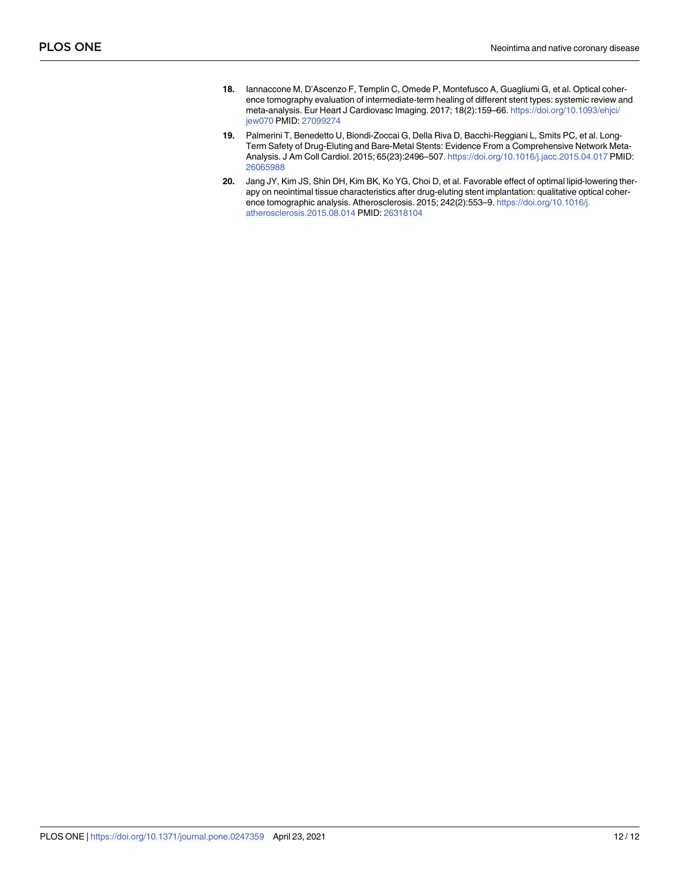18. Iannaccone M, D'Ascenzo F, Templin C, Omede P, Montefusco A, Guagliumi G, et al. Optical coherence tomography evaluation of intermediate-term healing of different stent types: systemic review and meta-analysis. Eur Heart J Cardiovasc Imaging. 2017; 18(2):159–66. https://doi.org/10.1093/ehjci/jew070 PMID: 27099274

19. Palmerini T, Benedetto U, Biondi-Zoccai G, Della Riva D, Bacchi-Reggiani L, Smits PC, et al. Long-Term Safety of Drug-Eluting and Bare-Metal Stents: Evidence From a Comprehensive Network Meta-Analysis. J Am Coll Cardiol. 2015; 65(23):2496–507. https://doi.org/10.1016/j.jacc.2015.04.017 PMID: 26065988

20. Jang JY, Kim JS, Shin DH, Kim BK, Ko YG, Choi D, et al. Favorable effect of optimal lipid-lowering therapy on neointimal tissue characteristics after drug-eluting stent implantation: qualitative optical coherence tomographic analysis. Atherosclerosis. 2015; 242(2):553–9. https://doi.org/10.1016/j.atherosclerosis.2015.08.014 PMID: 26318104